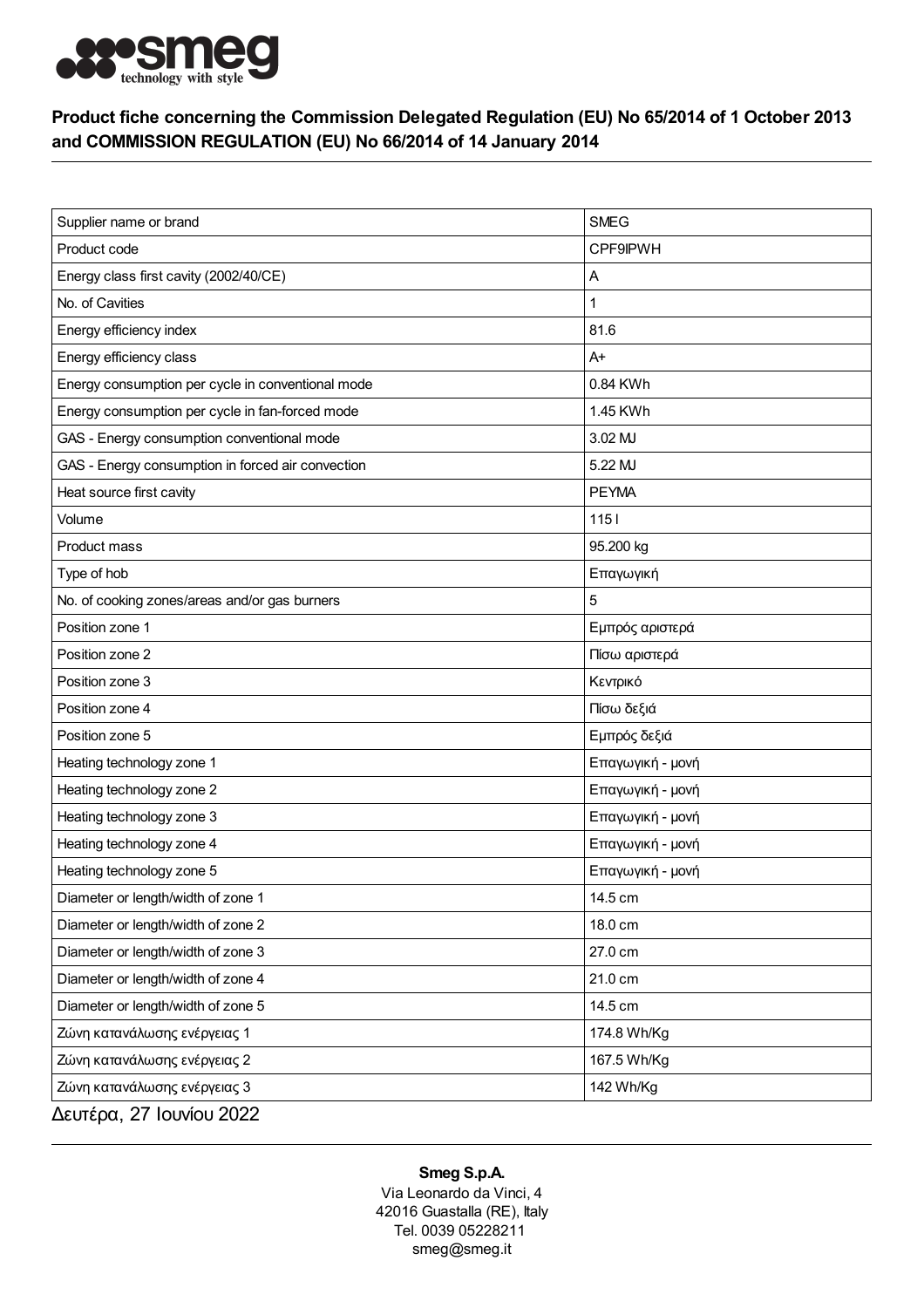## Product fiche concerning the Commission Delegated Regulation (EU) No 65/2014 of 1 October 2013 and COMMISSION REGULATION (EU) No 66/2014 of 14 January 2014

| | |
|---|---|
| Supplier name or brand | SMEG |
| Product code | CPF9IPWH |
| Energy class first cavity (2002/40/CE) | A |
| No. of Cavities | 1 |
| Energy efficiency index | 81.6 |
| Energy efficiency class | A+ |
| Energy consumption per cycle in conventional mode | 0.84 KWh |
| Energy consumption per cycle in fan-forced mode | 1.45 KWh |
| GAS - Energy consumption conventional mode | 3.02 MJ |
| GAS - Energy consumption in forced air convection | 5.22 MJ |
| Heat source first cavity | ΡΕΥΜΑ |
| Volume | 115 l |
| Product mass | 95.200 kg |
| Type of hob | Επαγωγική |
| No. of cooking zones/areas and/or gas burners | 5 |
| Position zone 1 | Εμπρός αριστερά |
| Position zone 2 | Πίσω αριστερά |
| Position zone 3 | Κεντρικό |
| Position zone 4 | Πίσω δεξιά |
| Position zone 5 | Εμπρός δεξιά |
| Heating technology zone 1 | Επαγωγική - μονή |
| Heating technology zone 2 | Επαγωγική - μονή |
| Heating technology zone 3 | Επαγωγική - μονή |
| Heating technology zone 4 | Επαγωγική - μονή |
| Heating technology zone 5 | Επαγωγική - μονή |
| Diameter or length/width of zone 1 | 14.5 cm |
| Diameter or length/width of zone 2 | 18.0 cm |
| Diameter or length/width of zone 3 | 27.0 cm |
| Diameter or length/width of zone 4 | 21.0 cm |
| Diameter or length/width of zone 5 | 14.5 cm |
| Ζώνη κατανάλωσης ενέργειας 1 | 174.8 Wh/Kg |
| Ζώνη κατανάλωσης ενέργειας 2 | 167.5 Wh/Kg |
| Ζώνη κατανάλωσης ενέργειας 3 | 142 Wh/Kg |

Δευτέρα, 27 Ιουνίου 2022

**Smeg S.p.A.**
Via Leonardo da Vinci, 4
42016 Guastalla (RE), Italy
Tel. 0039 05228211
smeg@smeg.it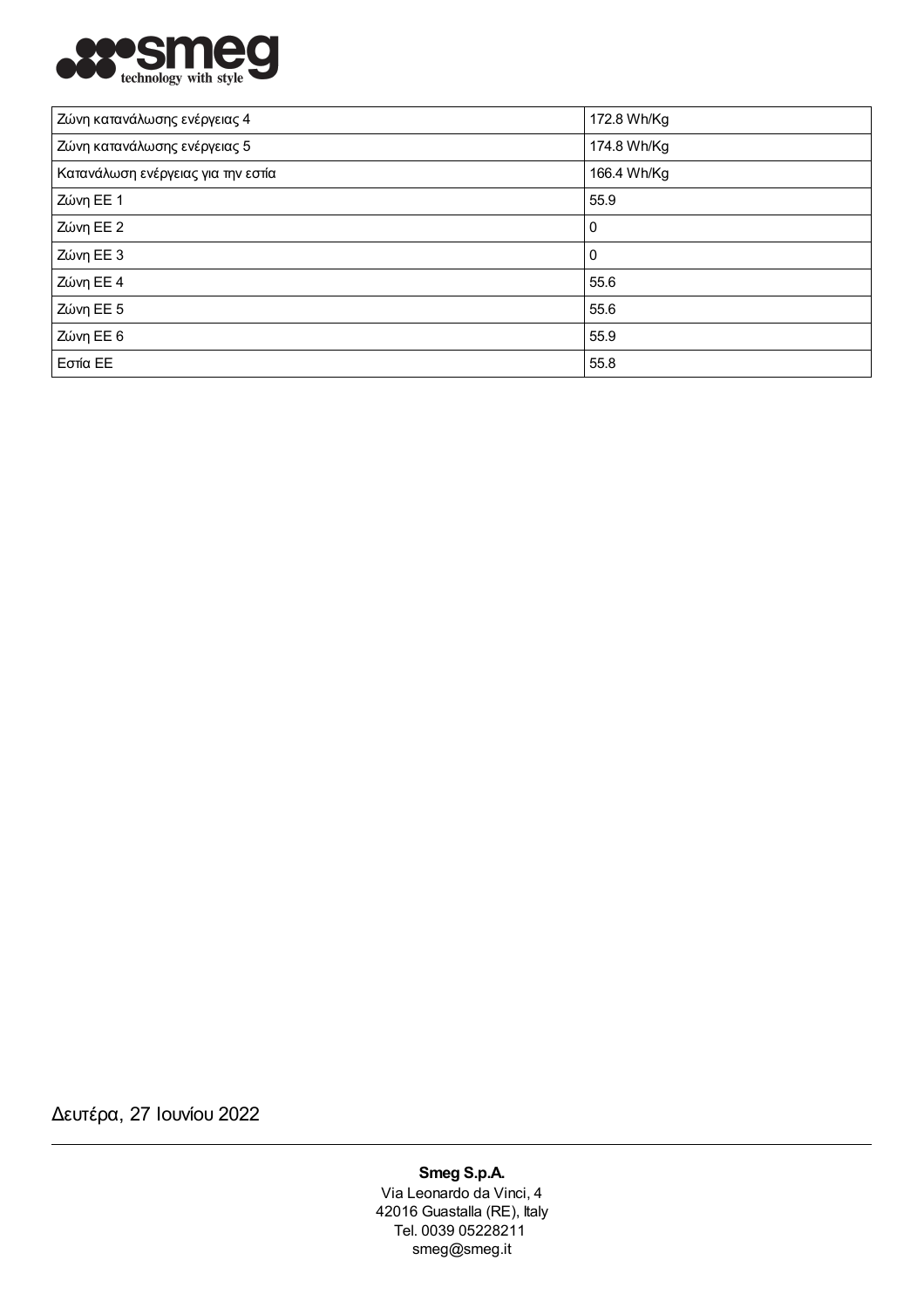| | |
|---|---|
| Ζώνη κατανάλωσης ενέργειας 4 | 172.8 Wh/Kg |
| Ζώνη κατανάλωσης ενέργειας 5 | 174.8 Wh/Kg |
| Κατανάλωση ενέργειας για την εστία | 166.4 Wh/Kg |
| Ζώνη ΕΕ 1 | 55.9 |
| Ζώνη ΕΕ 2 | 0 |
| Ζώνη ΕΕ 3 | 0 |
| Ζώνη ΕΕ 4 | 55.6 |
| Ζώνη ΕΕ 5 | 55.6 |
| Ζώνη ΕΕ 6 | 55.9 |
| Εστία ΕΕ | 55.8 |

Δευτέρα, 27 Ιουνίου 2022

**Smeg S.p.A.**
Via Leonardo da Vinci, 4
42016 Guastalla (RE), Italy
Tel. 0039 05228211
smeg@smeg.it